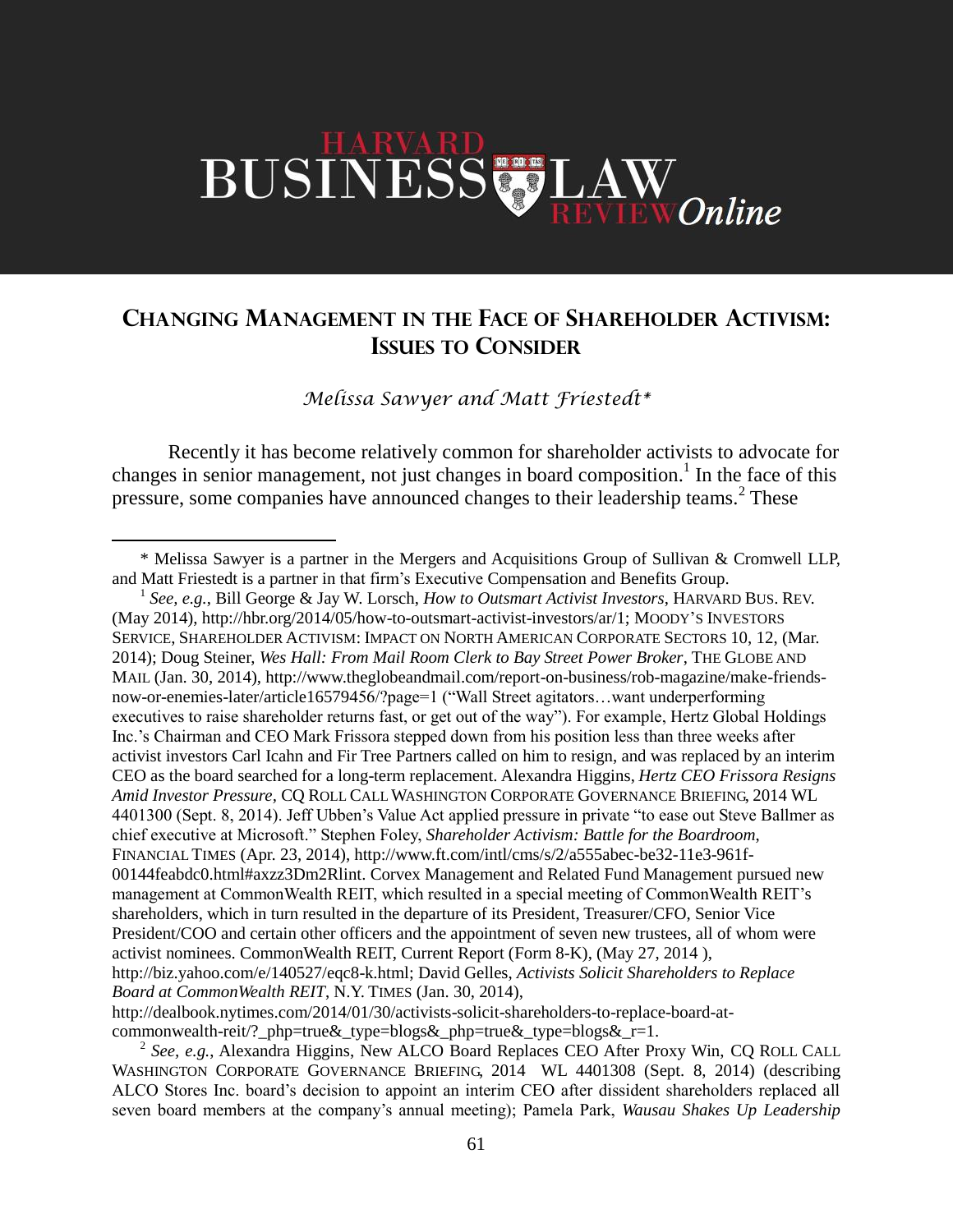# HARVARD BUSINESS LAW REVIEW *Online*

## CHANGING MANAGEMENT IN THE FACE OF SHAREHOLDER ACTIVISM: ISSUES TO CONSIDER

*Melissa Sawyer and Matt Friestedt\**

Recently it has become relatively common for shareholder activists to advocate for changes in senior management, not just changes in board composition.[1] In the face of this pressure, some companies have announced changes to their leadership teams.[2] These

---

\* Melissa Sawyer is a partner in the Mergers and Acquisitions Group of Sullivan & Cromwell LLP, and Matt Friestedt is a partner in that firm's Executive Compensation and Benefits Group.

[1] *See, e.g.*, Bill George & Jay W. Lorsch, *How to Outsmart Activist Investors*, HARVARD BUS. REV. (May 2014), http://hbr.org/2014/05/how-to-outsmart-activist-investors/ar/1; MOODY'S INVESTORS SERVICE, SHAREHOLDER ACTIVISM: IMPACT ON NORTH AMERICAN CORPORATE SECTORS 10, 12, (Mar. 2014); Doug Steiner, *Wes Hall: From Mail Room Clerk to Bay Street Power Broker*, THE GLOBE AND MAIL (Jan. 30, 2014), http://www.theglobeandmail.com/report-on-business/rob-magazine/make-friends-now-or-enemies-later/article16579456/?page=1 ("Wall Street agitators…want underperforming executives to raise shareholder returns fast, or get out of the way"). For example, Hertz Global Holdings Inc.'s Chairman and CEO Mark Frissora stepped down from his position less than three weeks after activist investors Carl Icahn and Fir Tree Partners called on him to resign, and was replaced by an interim CEO as the board searched for a long-term replacement. Alexandra Higgins, *Hertz CEO Frissora Resigns Amid Investor Pressure*, CQ ROLL CALL WASHINGTON CORPORATE GOVERNANCE BRIEFING, 2014 WL 4401300 (Sept. 8, 2014). Jeff Ubben's Value Act applied pressure in private "to ease out Steve Ballmer as chief executive at Microsoft." Stephen Foley, *Shareholder Activism: Battle for the Boardroom*, FINANCIAL TIMES (Apr. 23, 2014), http://www.ft.com/intl/cms/s/2/a555abec-be32-11e3-961f-00144feabdc0.html#axzz3Dm2Rlint. Corvex Management and Related Fund Management pursued new management at CommonWealth REIT, which resulted in a special meeting of CommonWealth REIT's shareholders, which in turn resulted in the departure of its President, Treasurer/CFO, Senior Vice President/COO and certain other officers and the appointment of seven new trustees, all of whom were activist nominees. CommonWealth REIT, Current Report (Form 8-K), (May 27, 2014 ), http://biz.yahoo.com/e/140527/eqc8-k.html; David Gelles, *Activists Solicit Shareholders to Replace Board at CommonWealth REIT*, N.Y. TIMES (Jan. 30, 2014), http://dealbook.nytimes.com/2014/01/30/activists-solicit-shareholders-to-replace-board-at-commonwealth-reit/?_php=true&_type=blogs&_php=true&_type=blogs&_r=1.

[2] *See, e.g.*, Alexandra Higgins, New ALCO Board Replaces CEO After Proxy Win, CQ ROLL CALL WASHINGTON CORPORATE GOVERNANCE BRIEFING, 2014 WL 4401308 (Sept. 8, 2014) (describing ALCO Stores Inc. board's decision to appoint an interim CEO after dissident shareholders replaced all seven board members at the company's annual meeting); Pamela Park, *Wausau Shakes Up Leadership*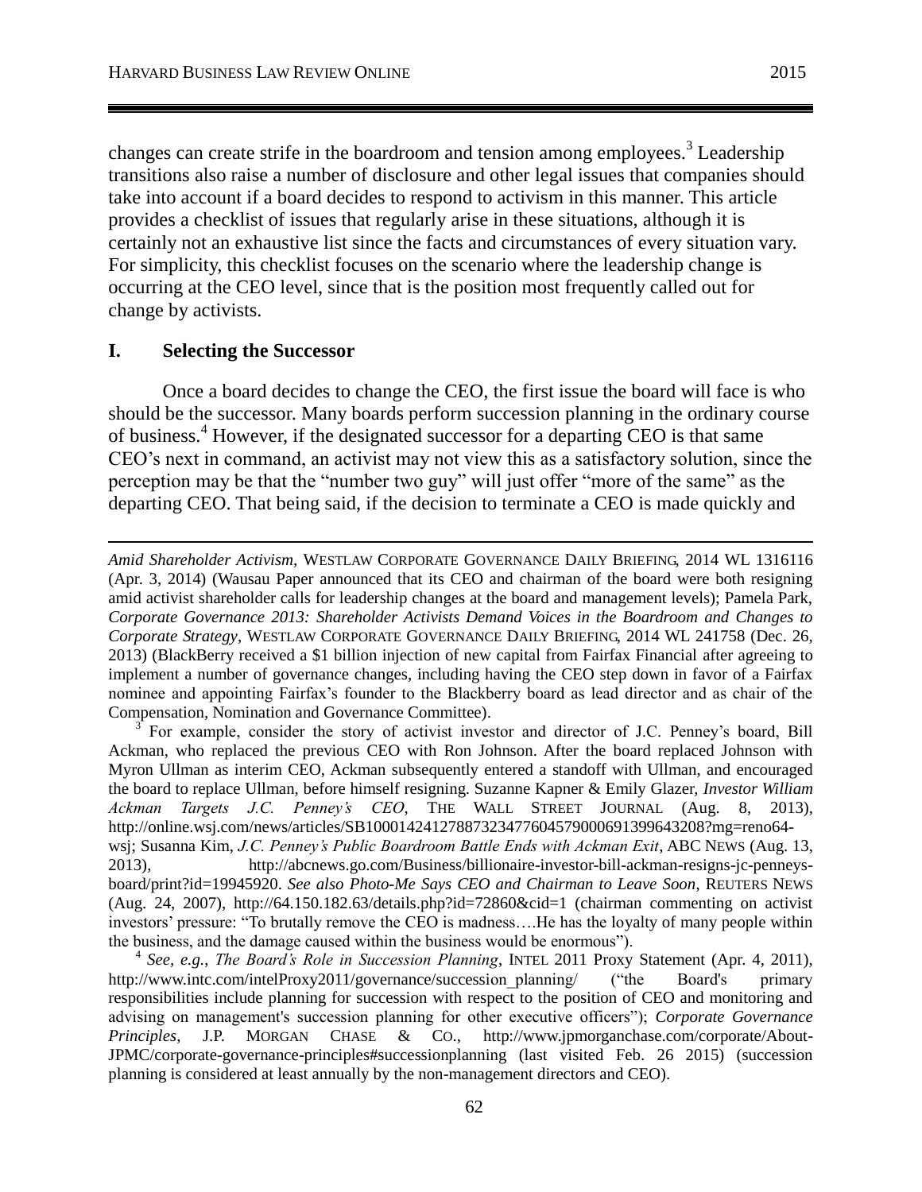changes can create strife in the boardroom and tension among employees.[3] Leadership transitions also raise a number of disclosure and other legal issues that companies should take into account if a board decides to respond to activism in this manner. This article provides a checklist of issues that regularly arise in these situations, although it is certainly not an exhaustive list since the facts and circumstances of every situation vary. For simplicity, this checklist focuses on the scenario where the leadership change is occurring at the CEO level, since that is the position most frequently called out for change by activists.

## I. Selecting the Successor

Once a board decides to change the CEO, the first issue the board will face is who should be the successor. Many boards perform succession planning in the ordinary course of business.[4] However, if the designated successor for a departing CEO is that same CEO's next in command, an activist may not view this as a satisfactory solution, since the perception may be that the "number two guy" will just offer "more of the same" as the departing CEO. That being said, if the decision to terminate a CEO is made quickly and

---

*Amid Shareholder Activism*, WESTLAW CORPORATE GOVERNANCE DAILY BRIEFING, 2014 WL 1316116 (Apr. 3, 2014) (Wausau Paper announced that its CEO and chairman of the board were both resigning amid activist shareholder calls for leadership changes at the board and management levels); Pamela Park, *Corporate Governance 2013: Shareholder Activists Demand Voices in the Boardroom and Changes to Corporate Strategy*, WESTLAW CORPORATE GOVERNANCE DAILY BRIEFING, 2014 WL 241758 (Dec. 26, 2013) (BlackBerry received a $1 billion injection of new capital from Fairfax Financial after agreeing to implement a number of governance changes, including having the CEO step down in favor of a Fairfax nominee and appointing Fairfax's founder to the Blackberry board as lead director and as chair of the Compensation, Nomination and Governance Committee).

[3] For example, consider the story of activist investor and director of J.C. Penney's board, Bill Ackman, who replaced the previous CEO with Ron Johnson. After the board replaced Johnson with Myron Ullman as interim CEO, Ackman subsequently entered a standoff with Ullman, and encouraged the board to replace Ullman, before himself resigning. Suzanne Kapner & Emily Glazer, *Investor William Ackman Targets J.C. Penney's CEO*, THE WALL STREET JOURNAL (Aug. 8, 2013), http://online.wsj.com/news/articles/SB10001424127887323477604579000691399643208?mg=reno64-wsj; Susanna Kim, *J.C. Penney's Public Boardroom Battle Ends with Ackman Exit*, ABC NEWS (Aug. 13, 2013), http://abcnews.go.com/Business/billionaire-investor-bill-ackman-resigns-jc-penneys-board/print?id=19945920. *See also Photo-Me Says CEO and Chairman to Leave Soon*, REUTERS NEWS (Aug. 24, 2007), http://64.150.182.63/details.php?id=72860&cid=1 (chairman commenting on activist investors' pressure: "To brutally remove the CEO is madness….He has the loyalty of many people within the business, and the damage caused within the business would be enormous").

[4] *See, e.g.*, *The Board's Role in Succession Planning*, INTEL 2011 Proxy Statement (Apr. 4, 2011), http://www.intc.com/intelProxy2011/governance/succession_planning/ ("the Board's primary responsibilities include planning for succession with respect to the position of CEO and monitoring and advising on management's succession planning for other executive officers"); *Corporate Governance Principles*, J.P. MORGAN CHASE & CO., http://www.jpmorganchase.com/corporate/About-JPMC/corporate-governance-principles#successionplanning (last visited Feb. 26 2015) (succession planning is considered at least annually by the non-management directors and CEO).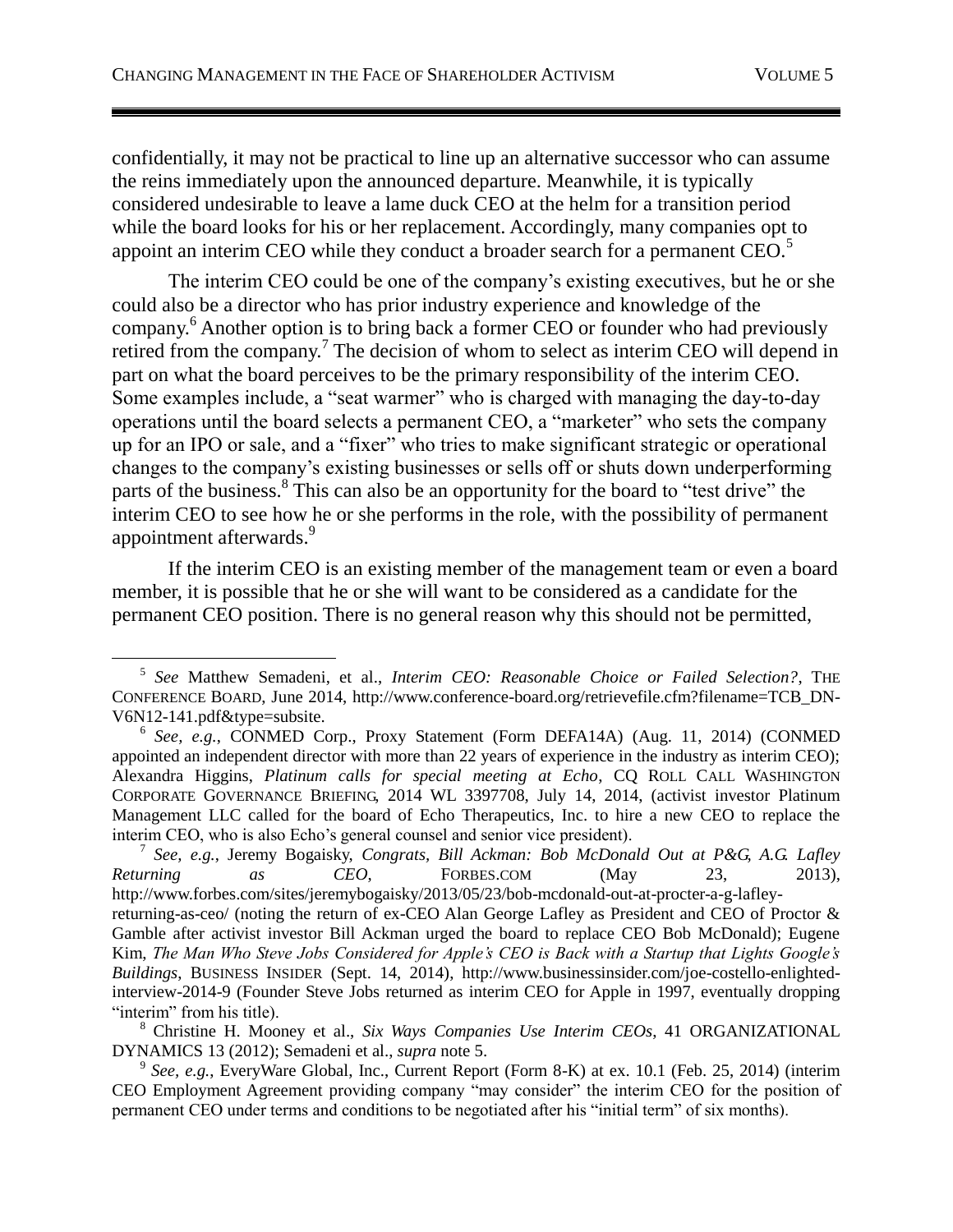confidentially, it may not be practical to line up an alternative successor who can assume the reins immediately upon the announced departure. Meanwhile, it is typically considered undesirable to leave a lame duck CEO at the helm for a transition period while the board looks for his or her replacement. Accordingly, many companies opt to appoint an interim CEO while they conduct a broader search for a permanent CEO.[5]

The interim CEO could be one of the company's existing executives, but he or she could also be a director who has prior industry experience and knowledge of the company.[6] Another option is to bring back a former CEO or founder who had previously retired from the company.[7] The decision of whom to select as interim CEO will depend in part on what the board perceives to be the primary responsibility of the interim CEO. Some examples include, a "seat warmer" who is charged with managing the day-to-day operations until the board selects a permanent CEO, a "marketer" who sets the company up for an IPO or sale, and a "fixer" who tries to make significant strategic or operational changes to the company's existing businesses or sells off or shuts down underperforming parts of the business.[8] This can also be an opportunity for the board to "test drive" the interim CEO to see how he or she performs in the role, with the possibility of permanent appointment afterwards.[9]

If the interim CEO is an existing member of the management team or even a board member, it is possible that he or she will want to be considered as a candidate for the permanent CEO position. There is no general reason why this should not be permitted,

---

[5] *See* Matthew Semadeni, et al., *Interim CEO: Reasonable Choice or Failed Selection?*, THE CONFERENCE BOARD, June 2014, http://www.conference-board.org/retrievefile.cfm?filename=TCB_DN-V6N12-141.pdf&type=subsite.

[6] *See, e.g.*, CONMED Corp., Proxy Statement (Form DEFA14A) (Aug. 11, 2014) (CONMED appointed an independent director with more than 22 years of experience in the industry as interim CEO); Alexandra Higgins, *Platinum calls for special meeting at Echo*, CQ ROLL CALL WASHINGTON CORPORATE GOVERNANCE BRIEFING, 2014 WL 3397708, July 14, 2014, (activist investor Platinum Management LLC called for the board of Echo Therapeutics, Inc. to hire a new CEO to replace the interim CEO, who is also Echo's general counsel and senior vice president).

[7] *See, e.g.*, Jeremy Bogaisky, *Congrats, Bill Ackman: Bob McDonald Out at P&G, A.G. Lafley Returning as CEO*, FORBES.COM (May 23, 2013), http://www.forbes.com/sites/jeremybogaisky/2013/05/23/bob-mcdonald-out-at-procter-a-g-lafley-returning-as-ceo/ (noting the return of ex-CEO Alan George Lafley as President and CEO of Proctor & Gamble after activist investor Bill Ackman urged the board to replace CEO Bob McDonald); Eugene Kim, *The Man Who Steve Jobs Considered for Apple's CEO is Back with a Startup that Lights Google's Buildings*, BUSINESS INSIDER (Sept. 14, 2014), http://www.businessinsider.com/joe-costello-enlighted-interview-2014-9 (Founder Steve Jobs returned as interim CEO for Apple in 1997, eventually dropping "interim" from his title).

[8] Christine H. Mooney et al., *Six Ways Companies Use Interim CEOs*, 41 ORGANIZATIONAL DYNAMICS 13 (2012); Semadeni et al., *supra* note 5.

[9] *See, e.g.*, EveryWare Global, Inc., Current Report (Form 8-K) at ex. 10.1 (Feb. 25, 2014) (interim CEO Employment Agreement providing company "may consider" the interim CEO for the position of permanent CEO under terms and conditions to be negotiated after his "initial term" of six months).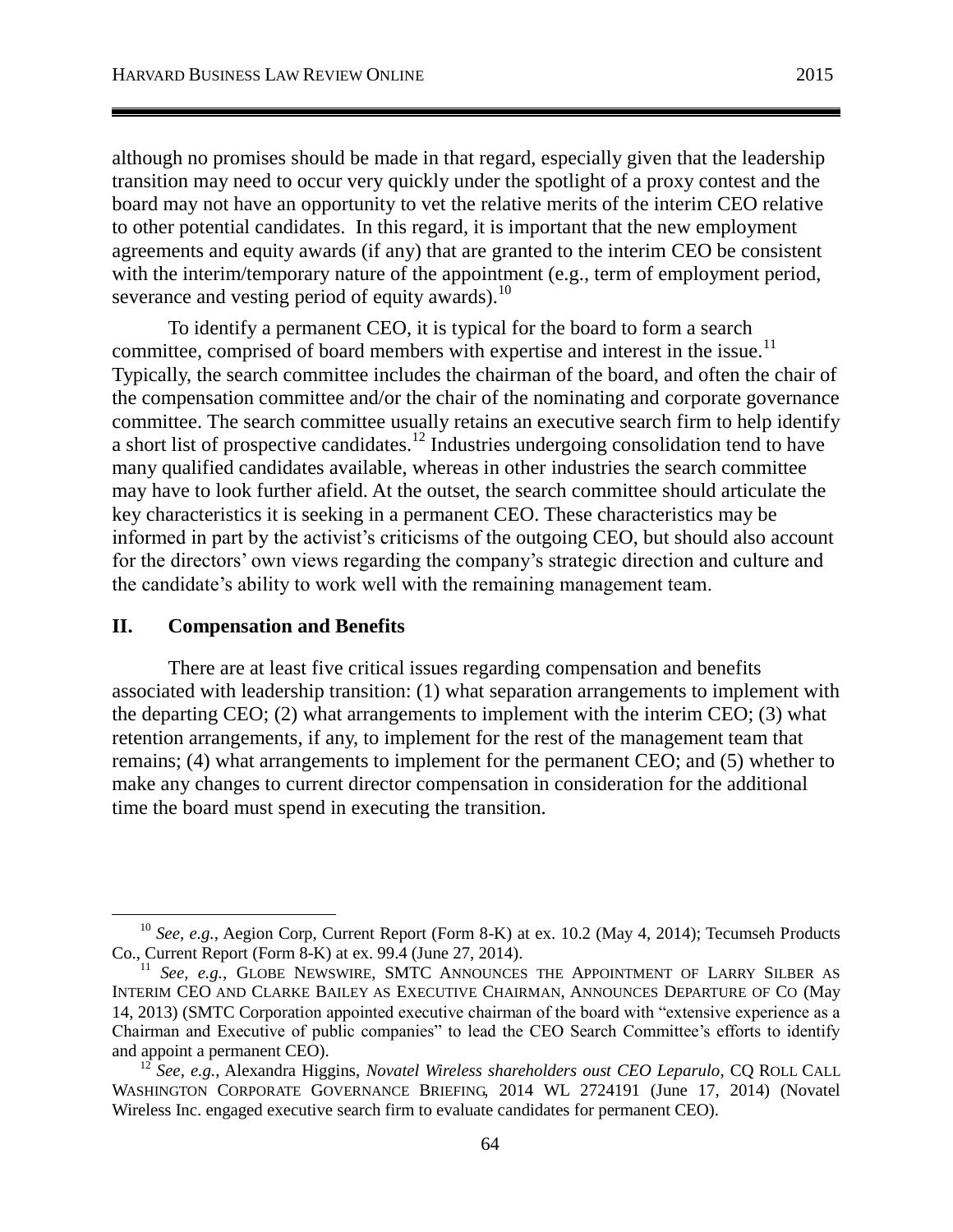although no promises should be made in that regard, especially given that the leadership transition may need to occur very quickly under the spotlight of a proxy contest and the board may not have an opportunity to vet the relative merits of the interim CEO relative to other potential candidates. In this regard, it is important that the new employment agreements and equity awards (if any) that are granted to the interim CEO be consistent with the interim/temporary nature of the appointment (e.g., term of employment period, severance and vesting period of equity awards).[10]

To identify a permanent CEO, it is typical for the board to form a search committee, comprised of board members with expertise and interest in the issue.[11] Typically, the search committee includes the chairman of the board, and often the chair of the compensation committee and/or the chair of the nominating and corporate governance committee. The search committee usually retains an executive search firm to help identify a short list of prospective candidates.[12] Industries undergoing consolidation tend to have many qualified candidates available, whereas in other industries the search committee may have to look further afield. At the outset, the search committee should articulate the key characteristics it is seeking in a permanent CEO. These characteristics may be informed in part by the activist's criticisms of the outgoing CEO, but should also account for the directors' own views regarding the company's strategic direction and culture and the candidate's ability to work well with the remaining management team.

## II. Compensation and Benefits

There are at least five critical issues regarding compensation and benefits associated with leadership transition: (1) what separation arrangements to implement with the departing CEO; (2) what arrangements to implement with the interim CEO; (3) what retention arrangements, if any, to implement for the rest of the management team that remains; (4) what arrangements to implement for the permanent CEO; and (5) whether to make any changes to current director compensation in consideration for the additional time the board must spend in executing the transition.

---

[10] *See, e.g.*, Aegion Corp, Current Report (Form 8-K) at ex. 10.2 (May 4, 2014); Tecumseh Products Co., Current Report (Form 8-K) at ex. 99.4 (June 27, 2014).

[11] *See, e.g.*, GLOBE NEWSWIRE, SMTC ANNOUNCES THE APPOINTMENT OF LARRY SILBER AS INTERIM CEO AND CLARKE BAILEY AS EXECUTIVE CHAIRMAN, ANNOUNCES DEPARTURE OF CO (May 14, 2013) (SMTC Corporation appointed executive chairman of the board with "extensive experience as a Chairman and Executive of public companies" to lead the CEO Search Committee's efforts to identify and appoint a permanent CEO).

[12] *See, e.g.*, Alexandra Higgins, *Novatel Wireless shareholders oust CEO Leparulo*, CQ ROLL CALL WASHINGTON CORPORATE GOVERNANCE BRIEFING, 2014 WL 2724191 (June 17, 2014) (Novatel Wireless Inc. engaged executive search firm to evaluate candidates for permanent CEO).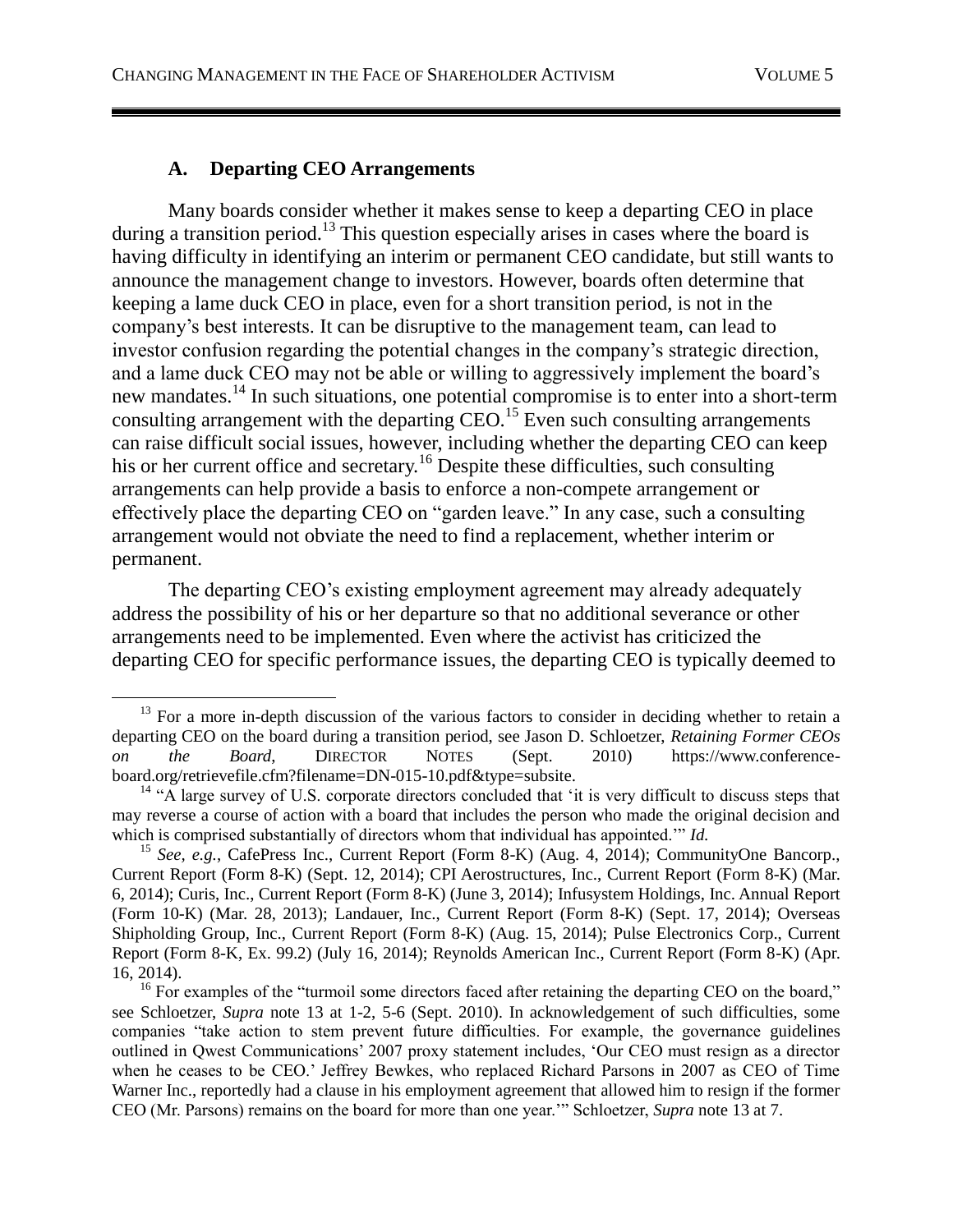### A. Departing CEO Arrangements

Many boards consider whether it makes sense to keep a departing CEO in place during a transition period.[13] This question especially arises in cases where the board is having difficulty in identifying an interim or permanent CEO candidate, but still wants to announce the management change to investors. However, boards often determine that keeping a lame duck CEO in place, even for a short transition period, is not in the company's best interests. It can be disruptive to the management team, can lead to investor confusion regarding the potential changes in the company's strategic direction, and a lame duck CEO may not be able or willing to aggressively implement the board's new mandates.[14] In such situations, one potential compromise is to enter into a short-term consulting arrangement with the departing CEO.[15] Even such consulting arrangements can raise difficult social issues, however, including whether the departing CEO can keep his or her current office and secretary.[16] Despite these difficulties, such consulting arrangements can help provide a basis to enforce a non-compete arrangement or effectively place the departing CEO on "garden leave." In any case, such a consulting arrangement would not obviate the need to find a replacement, whether interim or permanent.

The departing CEO's existing employment agreement may already adequately address the possibility of his or her departure so that no additional severance or other arrangements need to be implemented. Even where the activist has criticized the departing CEO for specific performance issues, the departing CEO is typically deemed to

---

[13] For a more in-depth discussion of the various factors to consider in deciding whether to retain a departing CEO on the board during a transition period, see Jason D. Schloetzer, *Retaining Former CEOs on the Board*, DIRECTOR NOTES (Sept. 2010) https://www.conference-board.org/retrievefile.cfm?filename=DN-015-10.pdf&type=subsite.

[14] "A large survey of U.S. corporate directors concluded that 'it is very difficult to discuss steps that may reverse a course of action with a board that includes the person who made the original decision and which is comprised substantially of directors whom that individual has appointed.'" *Id.*

[15] *See, e.g.*, CafePress Inc., Current Report (Form 8-K) (Aug. 4, 2014); CommunityOne Bancorp., Current Report (Form 8-K) (Sept. 12, 2014); CPI Aerostructures, Inc., Current Report (Form 8-K) (Mar. 6, 2014); Curis, Inc., Current Report (Form 8-K) (June 3, 2014); Infusystem Holdings, Inc. Annual Report (Form 10-K) (Mar. 28, 2013); Landauer, Inc., Current Report (Form 8-K) (Sept. 17, 2014); Overseas Shipholding Group, Inc., Current Report (Form 8-K) (Aug. 15, 2014); Pulse Electronics Corp., Current Report (Form 8-K, Ex. 99.2) (July 16, 2014); Reynolds American Inc., Current Report (Form 8-K) (Apr. 16, 2014).

[16] For examples of the "turmoil some directors faced after retaining the departing CEO on the board," see Schloetzer, *Supra* note 13 at 1-2, 5-6 (Sept. 2010). In acknowledgement of such difficulties, some companies "take action to stem prevent future difficulties. For example, the governance guidelines outlined in Qwest Communications' 2007 proxy statement includes, 'Our CEO must resign as a director when he ceases to be CEO.' Jeffrey Bewkes, who replaced Richard Parsons in 2007 as CEO of Time Warner Inc., reportedly had a clause in his employment agreement that allowed him to resign if the former CEO (Mr. Parsons) remains on the board for more than one year.'" Schloetzer, *Supra* note 13 at 7.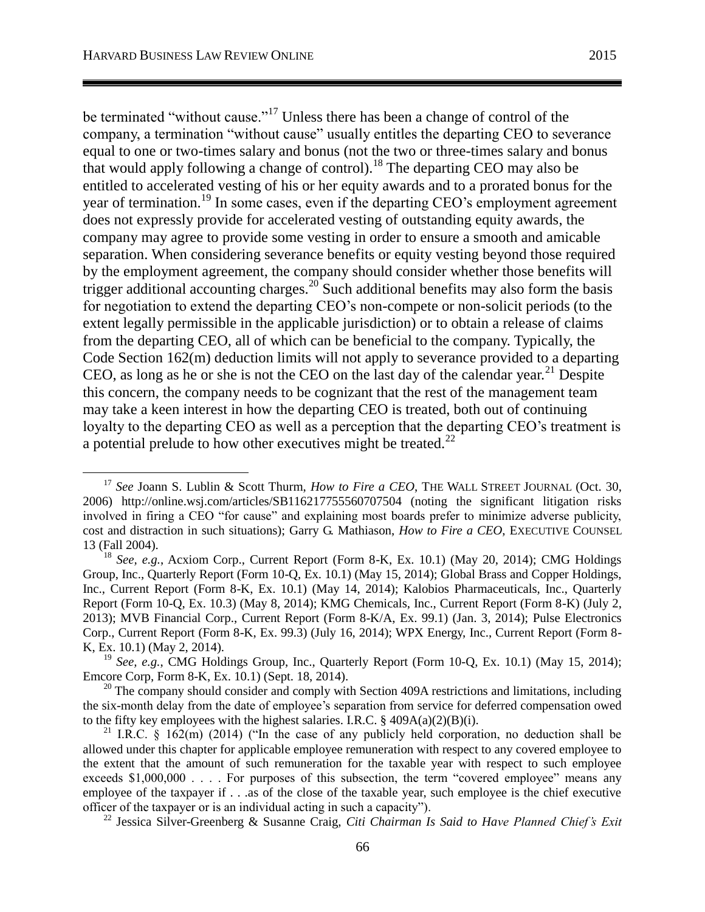be terminated "without cause."[17] Unless there has been a change of control of the company, a termination "without cause" usually entitles the departing CEO to severance equal to one or two-times salary and bonus (not the two or three-times salary and bonus that would apply following a change of control).[18] The departing CEO may also be entitled to accelerated vesting of his or her equity awards and to a prorated bonus for the year of termination.[19] In some cases, even if the departing CEO's employment agreement does not expressly provide for accelerated vesting of outstanding equity awards, the company may agree to provide some vesting in order to ensure a smooth and amicable separation. When considering severance benefits or equity vesting beyond those required by the employment agreement, the company should consider whether those benefits will trigger additional accounting charges.[20] Such additional benefits may also form the basis for negotiation to extend the departing CEO's non-compete or non-solicit periods (to the extent legally permissible in the applicable jurisdiction) or to obtain a release of claims from the departing CEO, all of which can be beneficial to the company. Typically, the Code Section 162(m) deduction limits will not apply to severance provided to a departing CEO, as long as he or she is not the CEO on the last day of the calendar year.[21] Despite this concern, the company needs to be cognizant that the rest of the management team may take a keen interest in how the departing CEO is treated, both out of continuing loyalty to the departing CEO as well as a perception that the departing CEO's treatment is a potential prelude to how other executives might be treated.[22]

---

[17] *See* Joann S. Lublin & Scott Thurm, *How to Fire a CEO*, THE WALL STREET JOURNAL (Oct. 30, 2006) http://online.wsj.com/articles/SB116217755560707504 (noting the significant litigation risks involved in firing a CEO "for cause" and explaining most boards prefer to minimize adverse publicity, cost and distraction in such situations); Garry G. Mathiason, *How to Fire a CEO*, EXECUTIVE COUNSEL 13 (Fall 2004).

[18] *See, e.g.*, Acxiom Corp., Current Report (Form 8-K, Ex. 10.1) (May 20, 2014); CMG Holdings Group, Inc., Quarterly Report (Form 10-Q, Ex. 10.1) (May 15, 2014); Global Brass and Copper Holdings, Inc., Current Report (Form 8-K, Ex. 10.1) (May 14, 2014); Kalobios Pharmaceuticals, Inc., Quarterly Report (Form 10-Q, Ex. 10.3) (May 8, 2014); KMG Chemicals, Inc., Current Report (Form 8-K) (July 2, 2013); MVB Financial Corp., Current Report (Form 8-K/A, Ex. 99.1) (Jan. 3, 2014); Pulse Electronics Corp., Current Report (Form 8-K, Ex. 99.3) (July 16, 2014); WPX Energy, Inc., Current Report (Form 8-K, Ex. 10.1) (May 2, 2014).

[19] *See, e.g.*, CMG Holdings Group, Inc., Quarterly Report (Form 10-Q, Ex. 10.1) (May 15, 2014); Emcore Corp, Form 8-K, Ex. 10.1) (Sept. 18, 2014).

[20] The company should consider and comply with Section 409A restrictions and limitations, including the six-month delay from the date of employee's separation from service for deferred compensation owed to the fifty key employees with the highest salaries. I.R.C. § 409A(a)(2)(B)(i).

[21] I.R.C. § 162(m) (2014) ("In the case of any publicly held corporation, no deduction shall be allowed under this chapter for applicable employee remuneration with respect to any covered employee to the extent that the amount of such remuneration for the taxable year with respect to such employee exceeds $1,000,000 . . . . For purposes of this subsection, the term "covered employee" means any employee of the taxpayer if . . .as of the close of the taxable year, such employee is the chief executive officer of the taxpayer or is an individual acting in such a capacity").

[22] Jessica Silver-Greenberg & Susanne Craig, *Citi Chairman Is Said to Have Planned Chief's Exit*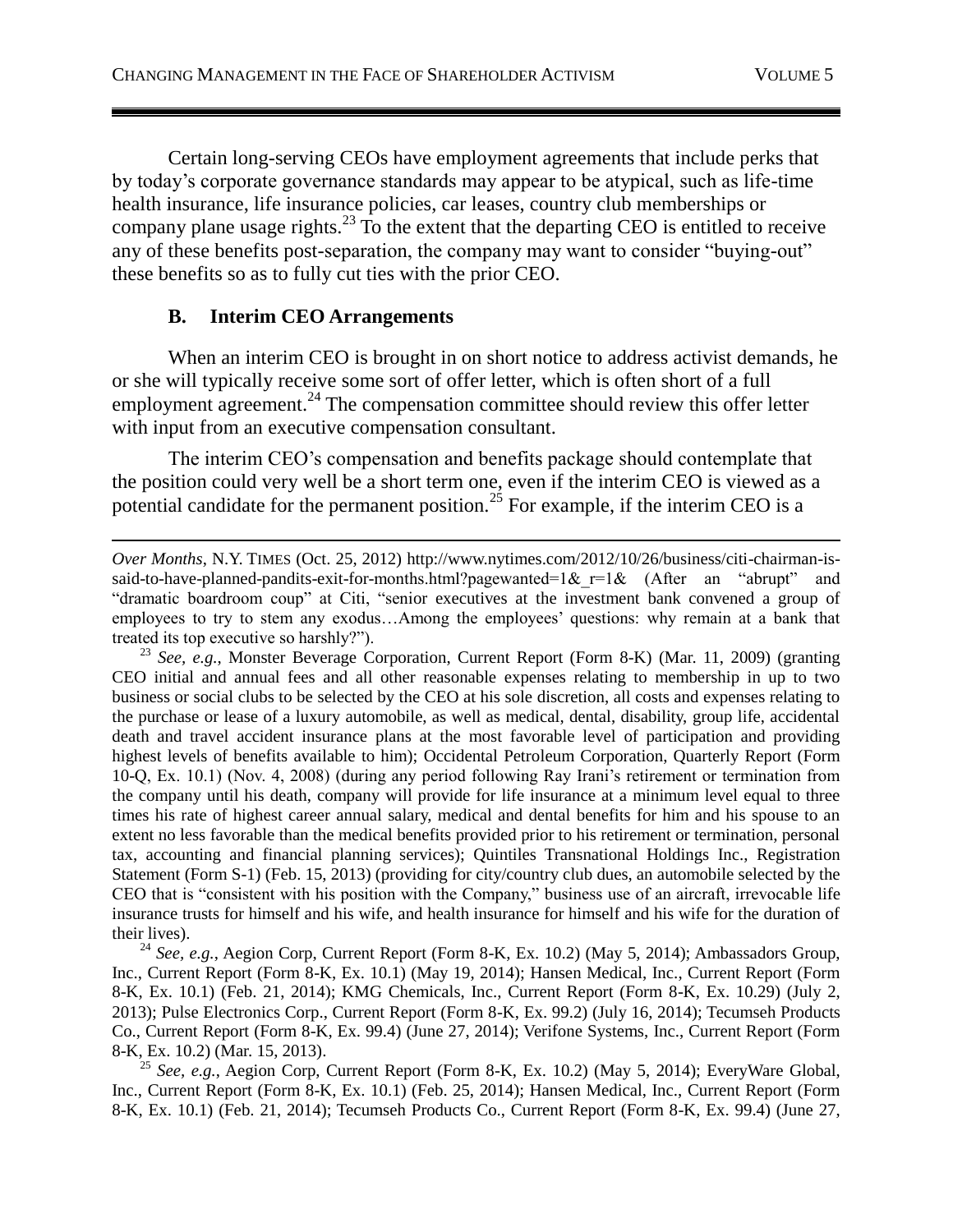Certain long-serving CEOs have employment agreements that include perks that by today's corporate governance standards may appear to be atypical, such as life-time health insurance, life insurance policies, car leases, country club memberships or company plane usage rights.[23] To the extent that the departing CEO is entitled to receive any of these benefits post-separation, the company may want to consider "buying-out" these benefits so as to fully cut ties with the prior CEO.

### B. Interim CEO Arrangements

When an interim CEO is brought in on short notice to address activist demands, he or she will typically receive some sort of offer letter, which is often short of a full employment agreement.[24] The compensation committee should review this offer letter with input from an executive compensation consultant.

The interim CEO's compensation and benefits package should contemplate that the position could very well be a short term one, even if the interim CEO is viewed as a potential candidate for the permanent position.[25] For example, if the interim CEO is a

---

*Over Months*, N.Y. TIMES (Oct. 25, 2012) http://www.nytimes.com/2012/10/26/business/citi-chairman-is-said-to-have-planned-pandits-exit-for-months.html?pagewanted=1&_r=1& (After an "abrupt" and "dramatic boardroom coup" at Citi, "senior executives at the investment bank convened a group of employees to try to stem any exodus…Among the employees' questions: why remain at a bank that treated its top executive so harshly?").

[23] *See, e.g.*, Monster Beverage Corporation, Current Report (Form 8-K) (Mar. 11, 2009) (granting CEO initial and annual fees and all other reasonable expenses relating to membership in up to two business or social clubs to be selected by the CEO at his sole discretion, all costs and expenses relating to the purchase or lease of a luxury automobile, as well as medical, dental, disability, group life, accidental death and travel accident insurance plans at the most favorable level of participation and providing highest levels of benefits available to him); Occidental Petroleum Corporation, Quarterly Report (Form 10-Q, Ex. 10.1) (Nov. 4, 2008) (during any period following Ray Irani's retirement or termination from the company until his death, company will provide for life insurance at a minimum level equal to three times his rate of highest career annual salary, medical and dental benefits for him and his spouse to an extent no less favorable than the medical benefits provided prior to his retirement or termination, personal tax, accounting and financial planning services); Quintiles Transnational Holdings Inc., Registration Statement (Form S-1) (Feb. 15, 2013) (providing for city/country club dues, an automobile selected by the CEO that is "consistent with his position with the Company," business use of an aircraft, irrevocable life insurance trusts for himself and his wife, and health insurance for himself and his wife for the duration of their lives).

[24] *See, e.g.*, Aegion Corp, Current Report (Form 8-K, Ex. 10.2) (May 5, 2014); Ambassadors Group, Inc., Current Report (Form 8-K, Ex. 10.1) (May 19, 2014); Hansen Medical, Inc., Current Report (Form 8-K, Ex. 10.1) (Feb. 21, 2014); KMG Chemicals, Inc., Current Report (Form 8-K, Ex. 10.29) (July 2, 2013); Pulse Electronics Corp., Current Report (Form 8-K, Ex. 99.2) (July 16, 2014); Tecumseh Products Co., Current Report (Form 8-K, Ex. 99.4) (June 27, 2014); Verifone Systems, Inc., Current Report (Form 8-K, Ex. 10.2) (Mar. 15, 2013).

[25] *See, e.g.*, Aegion Corp, Current Report (Form 8-K, Ex. 10.2) (May 5, 2014); EveryWare Global, Inc., Current Report (Form 8-K, Ex. 10.1) (Feb. 25, 2014); Hansen Medical, Inc., Current Report (Form 8-K, Ex. 10.1) (Feb. 21, 2014); Tecumseh Products Co., Current Report (Form 8-K, Ex. 99.4) (June 27,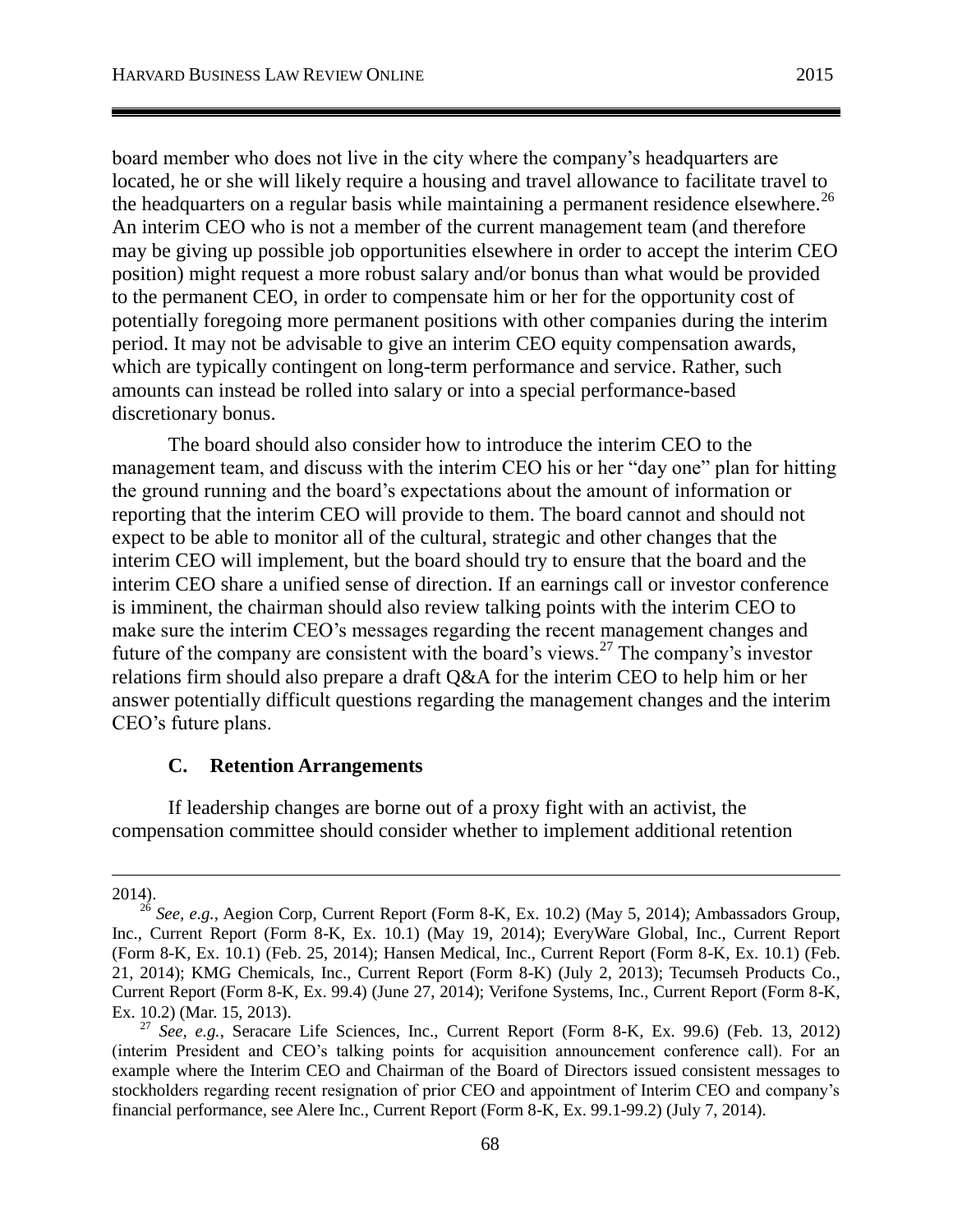board member who does not live in the city where the company's headquarters are located, he or she will likely require a housing and travel allowance to facilitate travel to the headquarters on a regular basis while maintaining a permanent residence elsewhere.[26] An interim CEO who is not a member of the current management team (and therefore may be giving up possible job opportunities elsewhere in order to accept the interim CEO position) might request a more robust salary and/or bonus than what would be provided to the permanent CEO, in order to compensate him or her for the opportunity cost of potentially foregoing more permanent positions with other companies during the interim period. It may not be advisable to give an interim CEO equity compensation awards, which are typically contingent on long-term performance and service. Rather, such amounts can instead be rolled into salary or into a special performance-based discretionary bonus.

The board should also consider how to introduce the interim CEO to the management team, and discuss with the interim CEO his or her "day one" plan for hitting the ground running and the board's expectations about the amount of information or reporting that the interim CEO will provide to them. The board cannot and should not expect to be able to monitor all of the cultural, strategic and other changes that the interim CEO will implement, but the board should try to ensure that the board and the interim CEO share a unified sense of direction. If an earnings call or investor conference is imminent, the chairman should also review talking points with the interim CEO to make sure the interim CEO's messages regarding the recent management changes and future of the company are consistent with the board's views.[27] The company's investor relations firm should also prepare a draft Q&A for the interim CEO to help him or her answer potentially difficult questions regarding the management changes and the interim CEO's future plans.

### C. Retention Arrangements

If leadership changes are borne out of a proxy fight with an activist, the compensation committee should consider whether to implement additional retention

---

2014).

[26] *See, e.g.*, Aegion Corp, Current Report (Form 8-K, Ex. 10.2) (May 5, 2014); Ambassadors Group, Inc., Current Report (Form 8-K, Ex. 10.1) (May 19, 2014); EveryWare Global, Inc., Current Report (Form 8-K, Ex. 10.1) (Feb. 25, 2014); Hansen Medical, Inc., Current Report (Form 8-K, Ex. 10.1) (Feb. 21, 2014); KMG Chemicals, Inc., Current Report (Form 8-K) (July 2, 2013); Tecumseh Products Co., Current Report (Form 8-K, Ex. 99.4) (June 27, 2014); Verifone Systems, Inc., Current Report (Form 8-K, Ex. 10.2) (Mar. 15, 2013).

[27] *See, e.g.*, Seracare Life Sciences, Inc., Current Report (Form 8-K, Ex. 99.6) (Feb. 13, 2012) (interim President and CEO's talking points for acquisition announcement conference call). For an example where the Interim CEO and Chairman of the Board of Directors issued consistent messages to stockholders regarding recent resignation of prior CEO and appointment of Interim CEO and company's financial performance, see Alere Inc., Current Report (Form 8-K, Ex. 99.1-99.2) (July 7, 2014).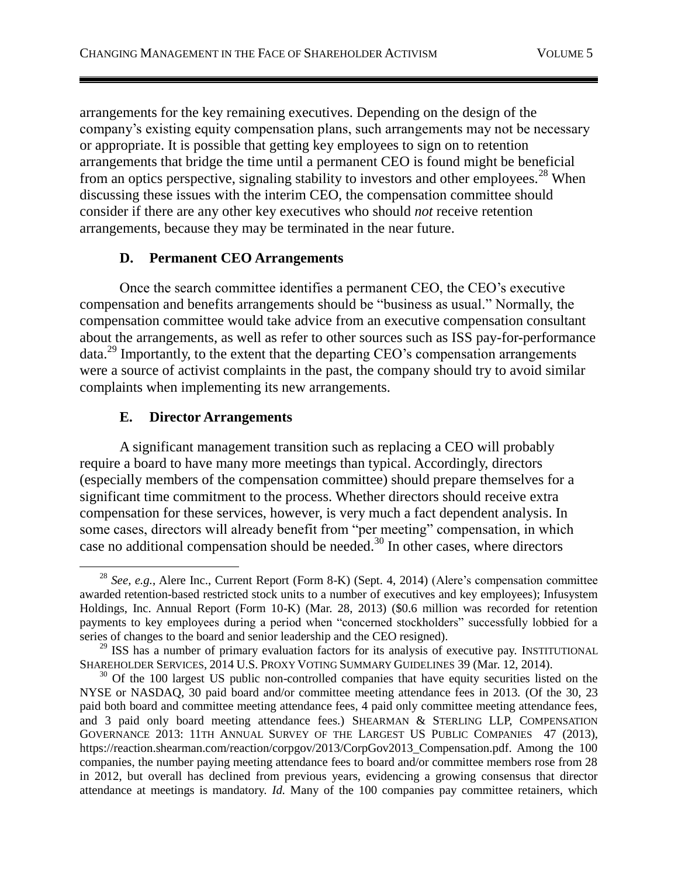arrangements for the key remaining executives. Depending on the design of the company's existing equity compensation plans, such arrangements may not be necessary or appropriate. It is possible that getting key employees to sign on to retention arrangements that bridge the time until a permanent CEO is found might be beneficial from an optics perspective, signaling stability to investors and other employees.[28] When discussing these issues with the interim CEO, the compensation committee should consider if there are any other key executives who should *not* receive retention arrangements, because they may be terminated in the near future.

### D. Permanent CEO Arrangements

Once the search committee identifies a permanent CEO, the CEO's executive compensation and benefits arrangements should be "business as usual." Normally, the compensation committee would take advice from an executive compensation consultant about the arrangements, as well as refer to other sources such as ISS pay-for-performance data.[29] Importantly, to the extent that the departing CEO's compensation arrangements were a source of activist complaints in the past, the company should try to avoid similar complaints when implementing its new arrangements.

### E. Director Arrangements

A significant management transition such as replacing a CEO will probably require a board to have many more meetings than typical. Accordingly, directors (especially members of the compensation committee) should prepare themselves for a significant time commitment to the process. Whether directors should receive extra compensation for these services, however, is very much a fact dependent analysis. In some cases, directors will already benefit from "per meeting" compensation, in which case no additional compensation should be needed.[30] In other cases, where directors

---

[28] *See, e.g.*, Alere Inc., Current Report (Form 8-K) (Sept. 4, 2014) (Alere's compensation committee awarded retention-based restricted stock units to a number of executives and key employees); Infusystem Holdings, Inc. Annual Report (Form 10-K) (Mar. 28, 2013) ($0.6 million was recorded for retention payments to key employees during a period when "concerned stockholders" successfully lobbied for a series of changes to the board and senior leadership and the CEO resigned).

[29] ISS has a number of primary evaluation factors for its analysis of executive pay. INSTITUTIONAL SHAREHOLDER SERVICES, 2014 U.S. PROXY VOTING SUMMARY GUIDELINES 39 (Mar. 12, 2014).

[30] Of the 100 largest US public non-controlled companies that have equity securities listed on the NYSE or NASDAQ, 30 paid board and/or committee meeting attendance fees in 2013. (Of the 30, 23 paid both board and committee meeting attendance fees, 4 paid only committee meeting attendance fees, and 3 paid only board meeting attendance fees.) SHEARMAN & STERLING LLP, COMPENSATION GOVERNANCE 2013: 11TH ANNUAL SURVEY OF THE LARGEST US PUBLIC COMPANIES 47 (2013), https://reaction.shearman.com/reaction/corpgov/2013/CorpGov2013_Compensation.pdf. Among the 100 companies, the number paying meeting attendance fees to board and/or committee members rose from 28 in 2012, but overall has declined from previous years, evidencing a growing consensus that director attendance at meetings is mandatory. *Id.* Many of the 100 companies pay committee retainers, which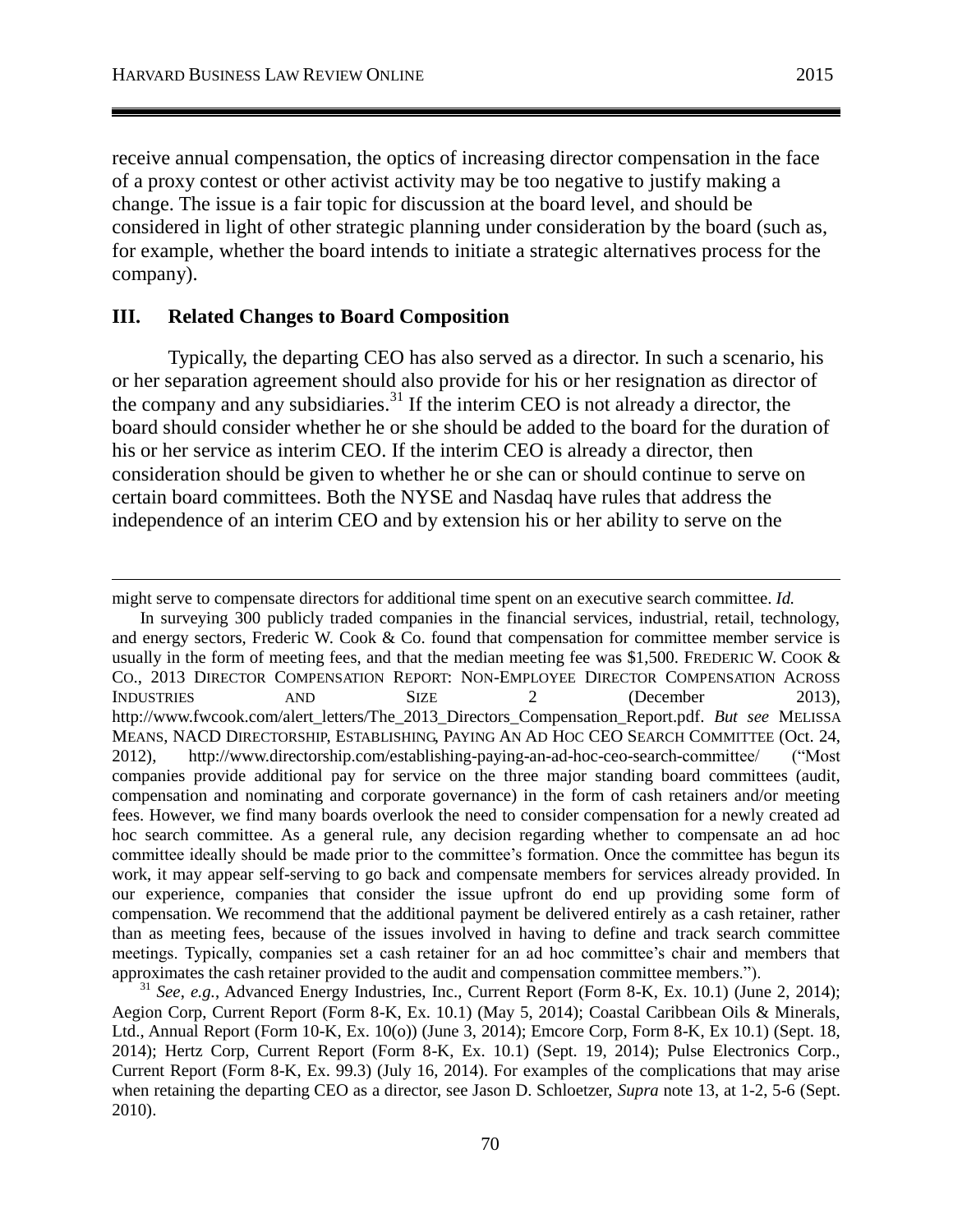receive annual compensation, the optics of increasing director compensation in the face of a proxy contest or other activist activity may be too negative to justify making a change. The issue is a fair topic for discussion at the board level, and should be considered in light of other strategic planning under consideration by the board (such as, for example, whether the board intends to initiate a strategic alternatives process for the company).

## III. Related Changes to Board Composition

Typically, the departing CEO has also served as a director. In such a scenario, his or her separation agreement should also provide for his or her resignation as director of the company and any subsidiaries.[31] If the interim CEO is not already a director, the board should consider whether he or she should be added to the board for the duration of his or her service as interim CEO. If the interim CEO is already a director, then consideration should be given to whether he or she can or should continue to serve on certain board committees. Both the NYSE and Nasdaq have rules that address the independence of an interim CEO and by extension his or her ability to serve on the

---

might serve to compensate directors for additional time spent on an executive search committee. *Id.*

In surveying 300 publicly traded companies in the financial services, industrial, retail, technology, and energy sectors, Frederic W. Cook & Co. found that compensation for committee member service is usually in the form of meeting fees, and that the median meeting fee was $1,500. FREDERIC W. COOK & CO., 2013 DIRECTOR COMPENSATION REPORT: NON-EMPLOYEE DIRECTOR COMPENSATION ACROSS INDUSTRIES AND SIZE 2 (December 2013), http://www.fwcook.com/alert_letters/The_2013_Directors_Compensation_Report.pdf. *But see* MELISSA MEANS, NACD DIRECTORSHIP, ESTABLISHING, PAYING AN AD HOC CEO SEARCH COMMITTEE (Oct. 24, 2012), http://www.directorship.com/establishing-paying-an-ad-hoc-ceo-search-committee/ ("Most companies provide additional pay for service on the three major standing board committees (audit, compensation and nominating and corporate governance) in the form of cash retainers and/or meeting fees. However, we find many boards overlook the need to consider compensation for a newly created ad hoc search committee. As a general rule, any decision regarding whether to compensate an ad hoc committee ideally should be made prior to the committee's formation. Once the committee has begun its work, it may appear self-serving to go back and compensate members for services already provided. In our experience, companies that consider the issue upfront do end up providing some form of compensation. We recommend that the additional payment be delivered entirely as a cash retainer, rather than as meeting fees, because of the issues involved in having to define and track search committee meetings. Typically, companies set a cash retainer for an ad hoc committee's chair and members that approximates the cash retainer provided to the audit and compensation committee members.").

[31] *See, e.g.*, Advanced Energy Industries, Inc., Current Report (Form 8-K, Ex. 10.1) (June 2, 2014); Aegion Corp, Current Report (Form 8-K, Ex. 10.1) (May 5, 2014); Coastal Caribbean Oils & Minerals, Ltd., Annual Report (Form 10-K, Ex. 10(o)) (June 3, 2014); Emcore Corp, Form 8-K, Ex 10.1) (Sept. 18, 2014); Hertz Corp, Current Report (Form 8-K, Ex. 10.1) (Sept. 19, 2014); Pulse Electronics Corp., Current Report (Form 8-K, Ex. 99.3) (July 16, 2014). For examples of the complications that may arise when retaining the departing CEO as a director, see Jason D. Schloetzer, *Supra* note 13, at 1-2, 5-6 (Sept. 2010).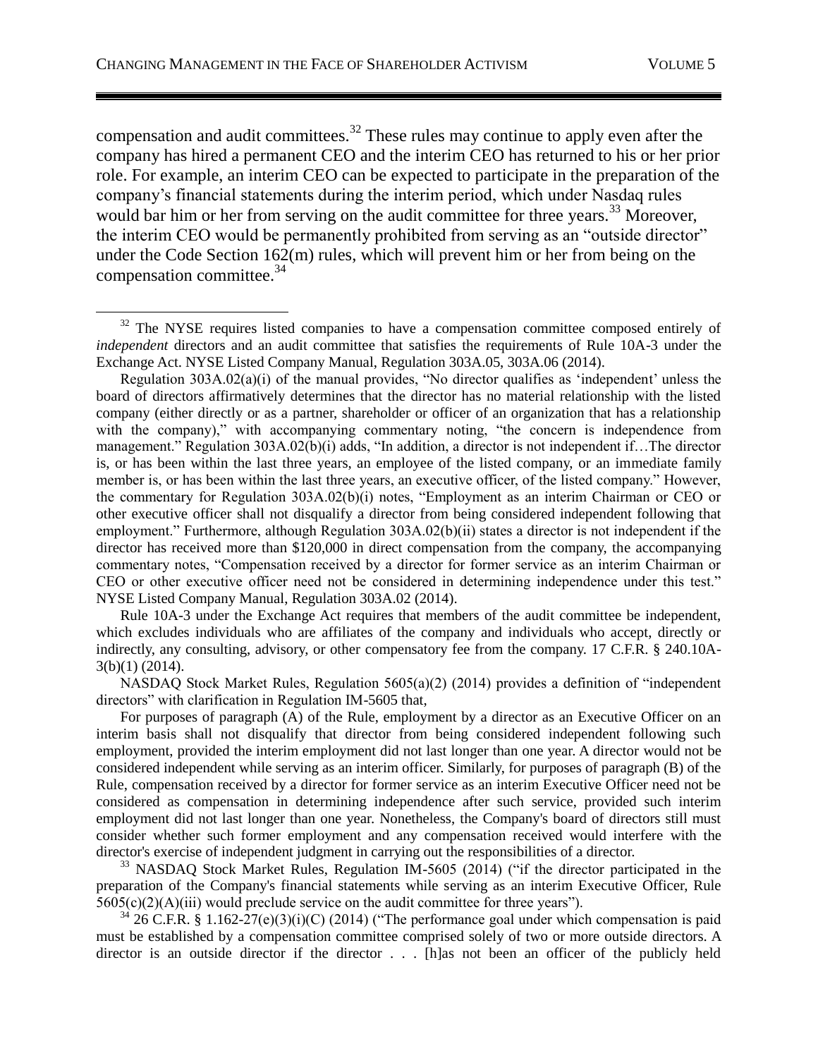compensation and audit committees.[32] These rules may continue to apply even after the company has hired a permanent CEO and the interim CEO has returned to his or her prior role. For example, an interim CEO can be expected to participate in the preparation of the company's financial statements during the interim period, which under Nasdaq rules would bar him or her from serving on the audit committee for three years.[33] Moreover, the interim CEO would be permanently prohibited from serving as an "outside director" under the Code Section 162(m) rules, which will prevent him or her from being on the compensation committee.[34]

---

[32] The NYSE requires listed companies to have a compensation committee composed entirely of *independent* directors and an audit committee that satisfies the requirements of Rule 10A-3 under the Exchange Act. NYSE Listed Company Manual, Regulation 303A.05, 303A.06 (2014).

Regulation 303A.02(a)(i) of the manual provides, "No director qualifies as 'independent' unless the board of directors affirmatively determines that the director has no material relationship with the listed company (either directly or as a partner, shareholder or officer of an organization that has a relationship with the company)," with accompanying commentary noting, "the concern is independence from management." Regulation 303A.02(b)(i) adds, "In addition, a director is not independent if…The director is, or has been within the last three years, an employee of the listed company, or an immediate family member is, or has been within the last three years, an executive officer, of the listed company." However, the commentary for Regulation 303A.02(b)(i) notes, "Employment as an interim Chairman or CEO or other executive officer shall not disqualify a director from being considered independent following that employment." Furthermore, although Regulation 303A.02(b)(ii) states a director is not independent if the director has received more than $120,000 in direct compensation from the company, the accompanying commentary notes, "Compensation received by a director for former service as an interim Chairman or CEO or other executive officer need not be considered in determining independence under this test." NYSE Listed Company Manual, Regulation 303A.02 (2014).

Rule 10A-3 under the Exchange Act requires that members of the audit committee be independent, which excludes individuals who are affiliates of the company and individuals who accept, directly or indirectly, any consulting, advisory, or other compensatory fee from the company. 17 C.F.R. § 240.10A-3(b)(1) (2014).

NASDAQ Stock Market Rules, Regulation 5605(a)(2) (2014) provides a definition of "independent directors" with clarification in Regulation IM-5605 that,

For purposes of paragraph (A) of the Rule, employment by a director as an Executive Officer on an interim basis shall not disqualify that director from being considered independent following such employment, provided the interim employment did not last longer than one year. A director would not be considered independent while serving as an interim officer. Similarly, for purposes of paragraph (B) of the Rule, compensation received by a director for former service as an interim Executive Officer need not be considered as compensation in determining independence after such service, provided such interim employment did not last longer than one year. Nonetheless, the Company's board of directors still must consider whether such former employment and any compensation received would interfere with the director's exercise of independent judgment in carrying out the responsibilities of a director.

[33] NASDAQ Stock Market Rules, Regulation IM-5605 (2014) ("if the director participated in the preparation of the Company's financial statements while serving as an interim Executive Officer, Rule 5605(c)(2)(A)(iii) would preclude service on the audit committee for three years").

[34] 26 C.F.R. § 1.162-27(e)(3)(i)(C) (2014) ("The performance goal under which compensation is paid must be established by a compensation committee comprised solely of two or more outside directors. A director is an outside director if the director . . . [h]as not been an officer of the publicly held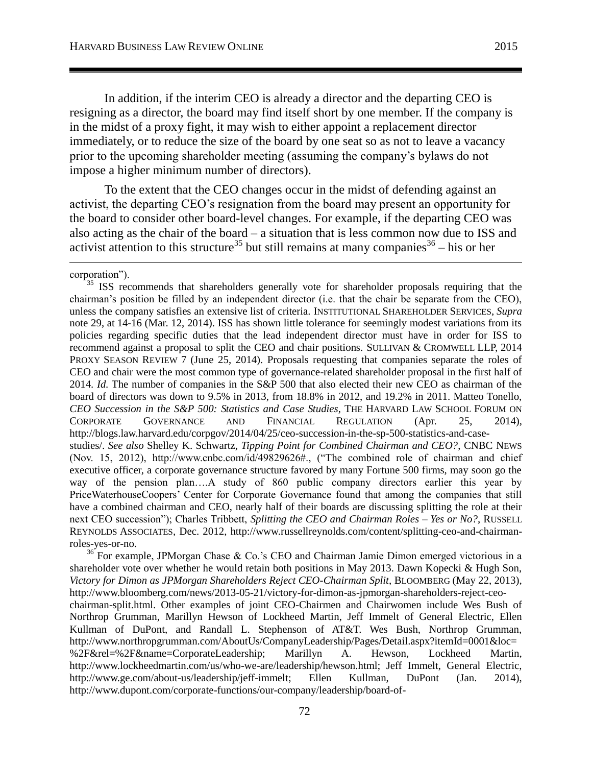In addition, if the interim CEO is already a director and the departing CEO is resigning as a director, the board may find itself short by one member. If the company is in the midst of a proxy fight, it may wish to either appoint a replacement director immediately, or to reduce the size of the board by one seat so as not to leave a vacancy prior to the upcoming shareholder meeting (assuming the company's bylaws do not impose a higher minimum number of directors).

To the extent that the CEO changes occur in the midst of defending against an activist, the departing CEO's resignation from the board may present an opportunity for the board to consider other board-level changes. For example, if the departing CEO was also acting as the chair of the board – a situation that is less common now due to ISS and activist attention to this structure[35] but still remains at many companies[36] – his or her

---

corporation").

[35] ISS recommends that shareholders generally vote for shareholder proposals requiring that the chairman's position be filled by an independent director (i.e. that the chair be separate from the CEO), unless the company satisfies an extensive list of criteria. INSTITUTIONAL SHAREHOLDER SERVICES, *Supra* note 29, at 14-16 (Mar. 12, 2014). ISS has shown little tolerance for seemingly modest variations from its policies regarding specific duties that the lead independent director must have in order for ISS to recommend against a proposal to split the CEO and chair positions. SULLIVAN & CROMWELL LLP, 2014 PROXY SEASON REVIEW 7 (June 25, 2014). Proposals requesting that companies separate the roles of CEO and chair were the most common type of governance-related shareholder proposal in the first half of 2014. *Id.* The number of companies in the S&P 500 that also elected their new CEO as chairman of the board of directors was down to 9.5% in 2013, from 18.8% in 2012, and 19.2% in 2011. Matteo Tonello, *CEO Succession in the S&P 500: Statistics and Case Studies*, THE HARVARD LAW SCHOOL FORUM ON CORPORATE GOVERNANCE AND FINANCIAL REGULATION (Apr. 25, 2014), http://blogs.law.harvard.edu/corpgov/2014/04/25/ceo-succession-in-the-sp-500-statistics-and-case-studies/. *See also* Shelley K. Schwartz, *Tipping Point for Combined Chairman and CEO?*, CNBC NEWS (Nov. 15, 2012), http://www.cnbc.com/id/49829626#., ("The combined role of chairman and chief executive officer, a corporate governance structure favored by many Fortune 500 firms, may soon go the way of the pension plan….A study of 860 public company directors earlier this year by PriceWaterhouseCoopers' Center for Corporate Governance found that among the companies that still have a combined chairman and CEO, nearly half of their boards are discussing splitting the role at their next CEO succession"); Charles Tribbett, *Splitting the CEO and Chairman Roles – Yes or No?*, RUSSELL REYNOLDS ASSOCIATES, Dec. 2012, http://www.russellreynolds.com/content/splitting-ceo-and-chairman-roles-yes-or-no.

[36] For example, JPMorgan Chase & Co.'s CEO and Chairman Jamie Dimon emerged victorious in a shareholder vote over whether he would retain both positions in May 2013. Dawn Kopecki & Hugh Son, *Victory for Dimon as JPMorgan Shareholders Reject CEO-Chairman Split*, BLOOMBERG (May 22, 2013), http://www.bloomberg.com/news/2013-05-21/victory-for-dimon-as-jpmorgan-shareholders-reject-ceo-chairman-split.html. Other examples of joint CEO-Chairmen and Chairwomen include Wes Bush of Northrop Grumman, Marillyn Hewson of Lockheed Martin, Jeff Immelt of General Electric, Ellen Kullman of DuPont, and Randall L. Stephenson of AT&T. Wes Bush, Northrop Grumman, http://www.northropgrumman.com/AboutUs/CompanyLeadership/Pages/Detail.aspx?itemId=0001&loc=%2F&rel=%2F&name=CorporateLeadership; Marillyn A. Hewson, Lockheed Martin, http://www.lockheedmartin.com/us/who-we-are/leadership/hewson.html; Jeff Immelt, General Electric, http://www.ge.com/about-us/leadership/jeff-immelt; Ellen Kullman, DuPont (Jan. 2014), http://www.dupont.com/corporate-functions/our-company/leadership/board-of-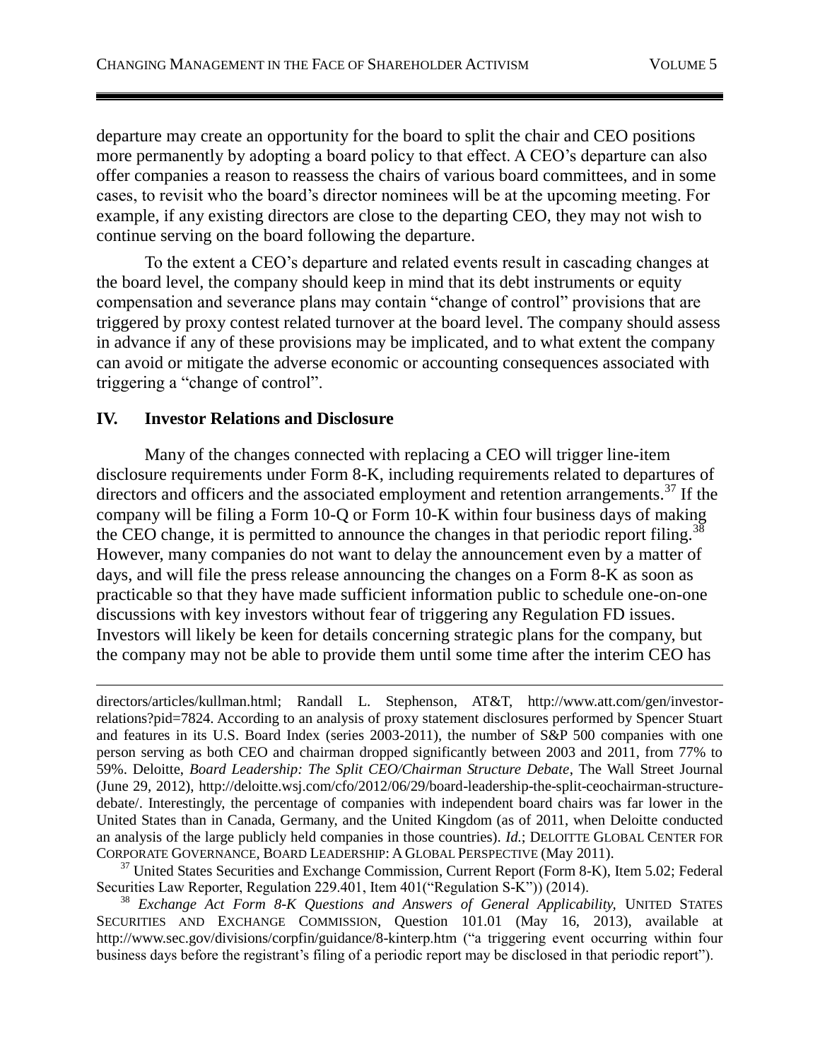departure may create an opportunity for the board to split the chair and CEO positions more permanently by adopting a board policy to that effect. A CEO's departure can also offer companies a reason to reassess the chairs of various board committees, and in some cases, to revisit who the board's director nominees will be at the upcoming meeting. For example, if any existing directors are close to the departing CEO, they may not wish to continue serving on the board following the departure.

To the extent a CEO's departure and related events result in cascading changes at the board level, the company should keep in mind that its debt instruments or equity compensation and severance plans may contain "change of control" provisions that are triggered by proxy contest related turnover at the board level. The company should assess in advance if any of these provisions may be implicated, and to what extent the company can avoid or mitigate the adverse economic or accounting consequences associated with triggering a "change of control".

## IV. Investor Relations and Disclosure

Many of the changes connected with replacing a CEO will trigger line-item disclosure requirements under Form 8-K, including requirements related to departures of directors and officers and the associated employment and retention arrangements.[37] If the company will be filing a Form 10-Q or Form 10-K within four business days of making the CEO change, it is permitted to announce the changes in that periodic report filing.[38] However, many companies do not want to delay the announcement even by a matter of days, and will file the press release announcing the changes on a Form 8-K as soon as practicable so that they have made sufficient information public to schedule one-on-one discussions with key investors without fear of triggering any Regulation FD issues. Investors will likely be keen for details concerning strategic plans for the company, but the company may not be able to provide them until some time after the interim CEO has

---

directors/articles/kullman.html; Randall L. Stephenson, AT&T, http://www.att.com/gen/investor-relations?pid=7824. According to an analysis of proxy statement disclosures performed by Spencer Stuart and features in its U.S. Board Index (series 2003-2011), the number of S&P 500 companies with one person serving as both CEO and chairman dropped significantly between 2003 and 2011, from 77% to 59%. Deloitte, *Board Leadership: The Split CEO/Chairman Structure Debate*, The Wall Street Journal (June 29, 2012), http://deloitte.wsj.com/cfo/2012/06/29/board-leadership-the-split-ceochairman-structure-debate/. Interestingly, the percentage of companies with independent board chairs was far lower in the United States than in Canada, Germany, and the United Kingdom (as of 2011, when Deloitte conducted an analysis of the large publicly held companies in those countries). *Id.*; DELOITTE GLOBAL CENTER FOR CORPORATE GOVERNANCE, BOARD LEADERSHIP: A GLOBAL PERSPECTIVE (May 2011).

[37] United States Securities and Exchange Commission, Current Report (Form 8-K), Item 5.02; Federal Securities Law Reporter, Regulation 229.401, Item 401("Regulation S-K")) (2014).

[38] *Exchange Act Form 8-K Questions and Answers of General Applicability,* UNITED STATES SECURITIES AND EXCHANGE COMMISSION, Question 101.01 (May 16, 2013), available at http://www.sec.gov/divisions/corpfin/guidance/8-kinterp.htm ("a triggering event occurring within four business days before the registrant's filing of a periodic report may be disclosed in that periodic report").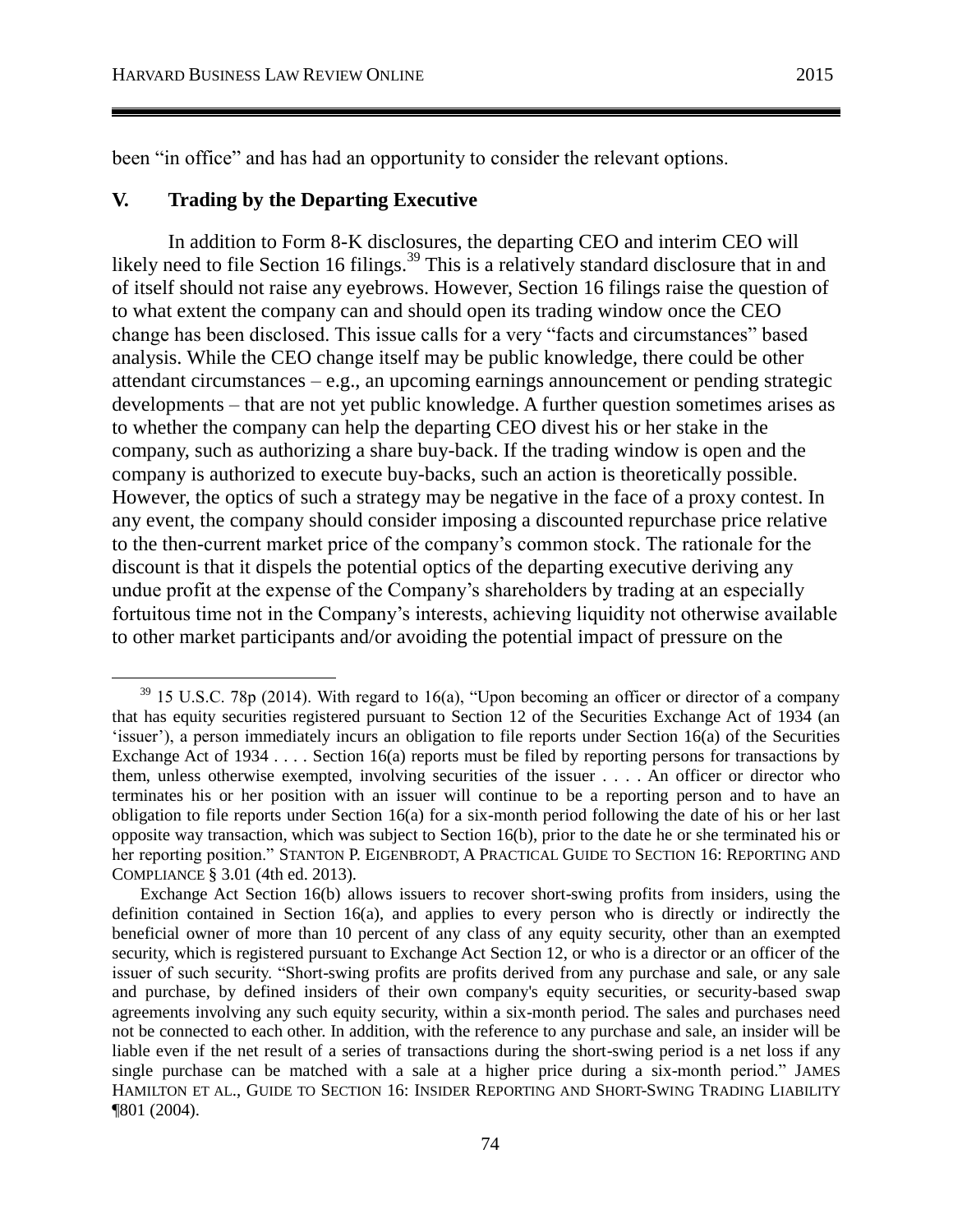been "in office" and has had an opportunity to consider the relevant options.

## V. Trading by the Departing Executive

In addition to Form 8-K disclosures, the departing CEO and interim CEO will likely need to file Section 16 filings.[39] This is a relatively standard disclosure that in and of itself should not raise any eyebrows. However, Section 16 filings raise the question of to what extent the company can and should open its trading window once the CEO change has been disclosed. This issue calls for a very "facts and circumstances" based analysis. While the CEO change itself may be public knowledge, there could be other attendant circumstances – e.g., an upcoming earnings announcement or pending strategic developments – that are not yet public knowledge. A further question sometimes arises as to whether the company can help the departing CEO divest his or her stake in the company, such as authorizing a share buy-back. If the trading window is open and the company is authorized to execute buy-backs, such an action is theoretically possible. However, the optics of such a strategy may be negative in the face of a proxy contest. In any event, the company should consider imposing a discounted repurchase price relative to the then-current market price of the company's common stock. The rationale for the discount is that it dispels the potential optics of the departing executive deriving any undue profit at the expense of the Company's shareholders by trading at an especially fortuitous time not in the Company's interests, achieving liquidity not otherwise available to other market participants and/or avoiding the potential impact of pressure on the

---

[39] 15 U.S.C. 78p (2014). With regard to 16(a), "Upon becoming an officer or director of a company that has equity securities registered pursuant to Section 12 of the Securities Exchange Act of 1934 (an 'issuer'), a person immediately incurs an obligation to file reports under Section 16(a) of the Securities Exchange Act of 1934 . . . . Section 16(a) reports must be filed by reporting persons for transactions by them, unless otherwise exempted, involving securities of the issuer . . . . An officer or director who terminates his or her position with an issuer will continue to be a reporting person and to have an obligation to file reports under Section 16(a) for a six-month period following the date of his or her last opposite way transaction, which was subject to Section 16(b), prior to the date he or she terminated his or her reporting position." STANTON P. EIGENBRODT, A PRACTICAL GUIDE TO SECTION 16: REPORTING AND COMPLIANCE § 3.01 (4th ed. 2013).

Exchange Act Section 16(b) allows issuers to recover short-swing profits from insiders, using the definition contained in Section 16(a), and applies to every person who is directly or indirectly the beneficial owner of more than 10 percent of any class of any equity security, other than an exempted security, which is registered pursuant to Exchange Act Section 12, or who is a director or an officer of the issuer of such security. "Short-swing profits are profits derived from any purchase and sale, or any sale and purchase, by defined insiders of their own company's equity securities, or security-based swap agreements involving any such equity security, within a six-month period. The sales and purchases need not be connected to each other. In addition, with the reference to any purchase and sale, an insider will be liable even if the net result of a series of transactions during the short-swing period is a net loss if any single purchase can be matched with a sale at a higher price during a six-month period." JAMES HAMILTON ET AL., GUIDE TO SECTION 16: INSIDER REPORTING AND SHORT-SWING TRADING LIABILITY ¶801 (2004).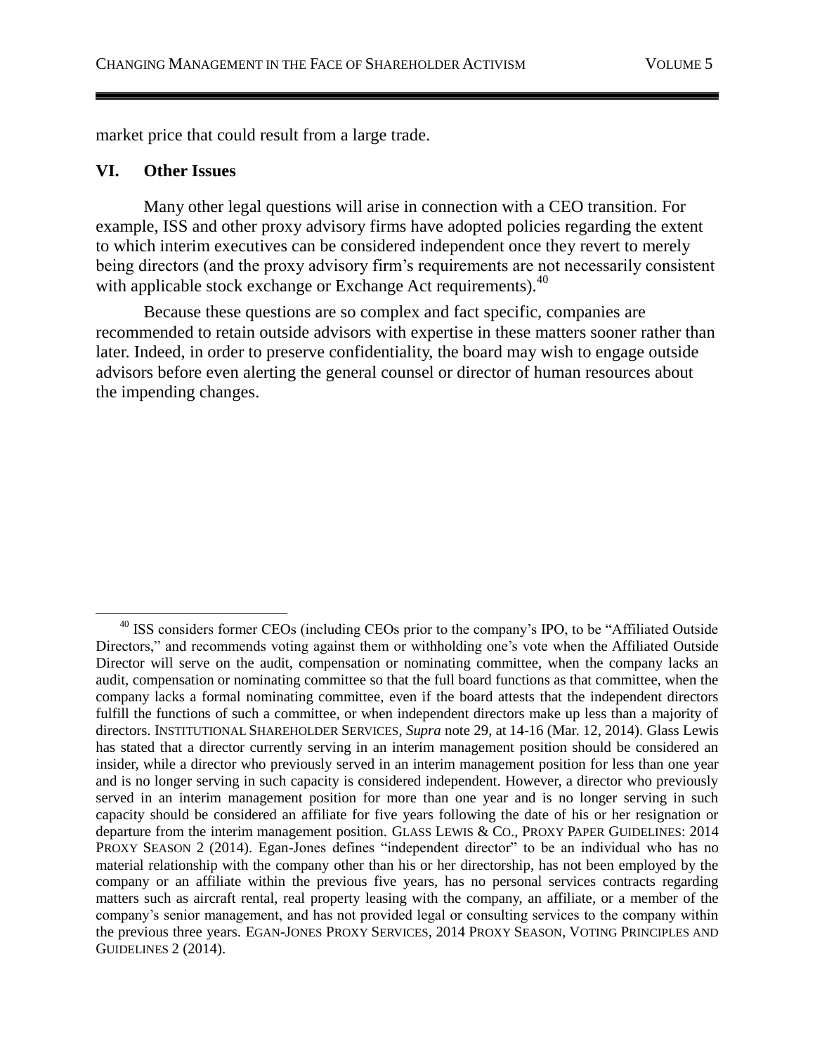market price that could result from a large trade.

## VI. Other Issues

Many other legal questions will arise in connection with a CEO transition. For example, ISS and other proxy advisory firms have adopted policies regarding the extent to which interim executives can be considered independent once they revert to merely being directors (and the proxy advisory firm's requirements are not necessarily consistent with applicable stock exchange or Exchange Act requirements).[40]

Because these questions are so complex and fact specific, companies are recommended to retain outside advisors with expertise in these matters sooner rather than later. Indeed, in order to preserve confidentiality, the board may wish to engage outside advisors before even alerting the general counsel or director of human resources about the impending changes.

---

[40] ISS considers former CEOs (including CEOs prior to the company's IPO, to be "Affiliated Outside Directors," and recommends voting against them or withholding one's vote when the Affiliated Outside Director will serve on the audit, compensation or nominating committee, when the company lacks an audit, compensation or nominating committee so that the full board functions as that committee, when the company lacks a formal nominating committee, even if the board attests that the independent directors fulfill the functions of such a committee, or when independent directors make up less than a majority of directors. INSTITUTIONAL SHAREHOLDER SERVICES, *Supra* note 29, at 14-16 (Mar. 12, 2014). Glass Lewis has stated that a director currently serving in an interim management position should be considered an insider, while a director who previously served in an interim management position for less than one year and is no longer serving in such capacity is considered independent. However, a director who previously served in an interim management position for more than one year and is no longer serving in such capacity should be considered an affiliate for five years following the date of his or her resignation or departure from the interim management position. GLASS LEWIS & CO., PROXY PAPER GUIDELINES: 2014 PROXY SEASON 2 (2014). Egan-Jones defines "independent director" to be an individual who has no material relationship with the company other than his or her directorship, has not been employed by the company or an affiliate within the previous five years, has no personal services contracts regarding matters such as aircraft rental, real property leasing with the company, an affiliate, or a member of the company's senior management, and has not provided legal or consulting services to the company within the previous three years. EGAN-JONES PROXY SERVICES, 2014 PROXY SEASON, VOTING PRINCIPLES AND GUIDELINES 2 (2014).